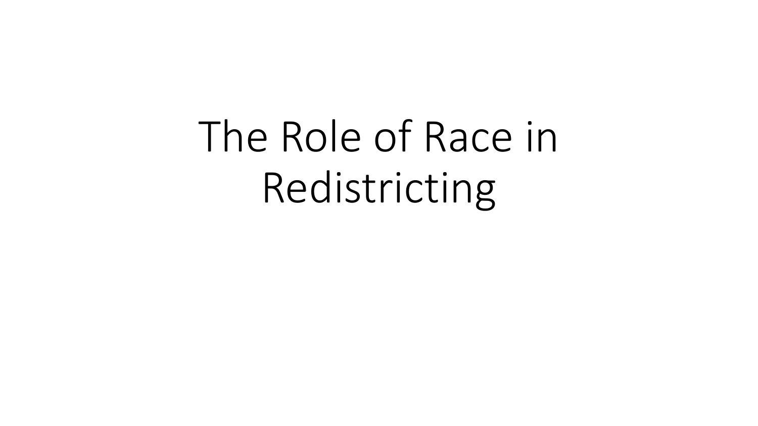# The Role of Race in Redistricting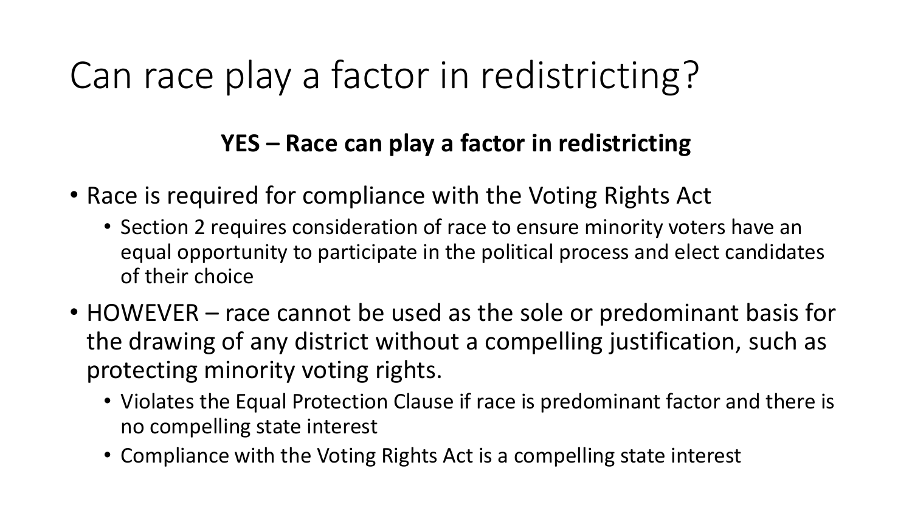# Can race play a factor in redistricting?

**YES – Race can play a factor in redistricting**

- Race is required for compliance with the Voting Rights Act
  - Section 2 requires consideration of race to ensure minority voters have an equal opportunity to participate in the political process and elect candidates of their choice
- HOWEVER – race cannot be used as the sole or predominant basis for the drawing of any district without a compelling justification, such as protecting minority voting rights.
  - Violates the Equal Protection Clause if race is predominant factor and there is no compelling state interest
  - Compliance with the Voting Rights Act is a compelling state interest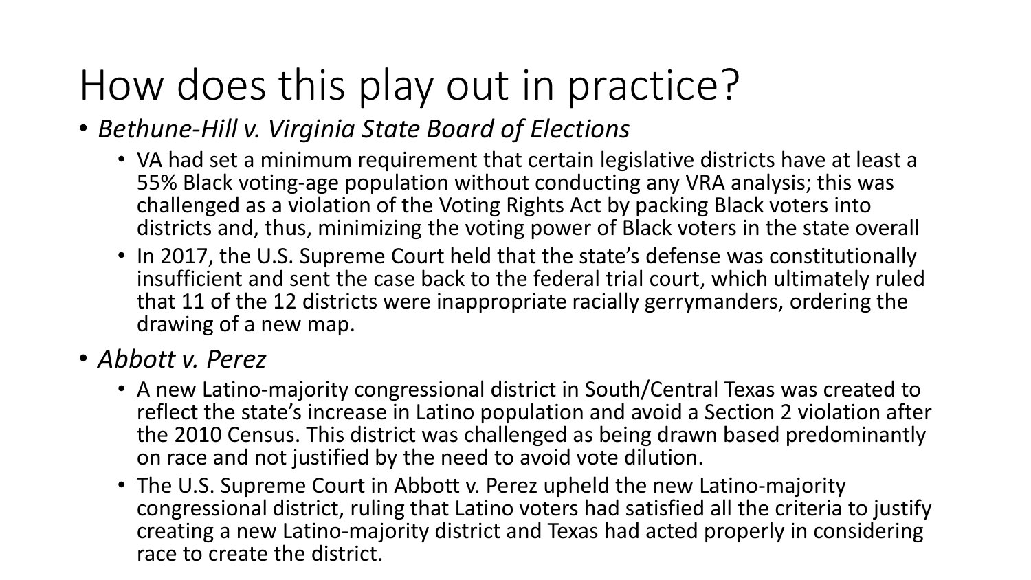# How does this play out in practice?

- *Bethune-Hill v. Virginia State Board of Elections*
  - VA had set a minimum requirement that certain legislative districts have at least a 55% Black voting-age population without conducting any VRA analysis; this was challenged as a violation of the Voting Rights Act by packing Black voters into districts and, thus, minimizing the voting power of Black voters in the state overall
  - In 2017, the U.S. Supreme Court held that the state's defense was constitutionally insufficient and sent the case back to the federal trial court, which ultimately ruled that 11 of the 12 districts were inappropriate racially gerrymanders, ordering the drawing of a new map.
- *Abbott v. Perez*
  - A new Latino-majority congressional district in South/Central Texas was created to reflect the state's increase in Latino population and avoid a Section 2 violation after the 2010 Census. This district was challenged as being drawn based predominantly on race and not justified by the need to avoid vote dilution.
  - The U.S. Supreme Court in Abbott v. Perez upheld the new Latino-majority congressional district, ruling that Latino voters had satisfied all the criteria to justify creating a new Latino-majority district and Texas had acted properly in considering race to create the district.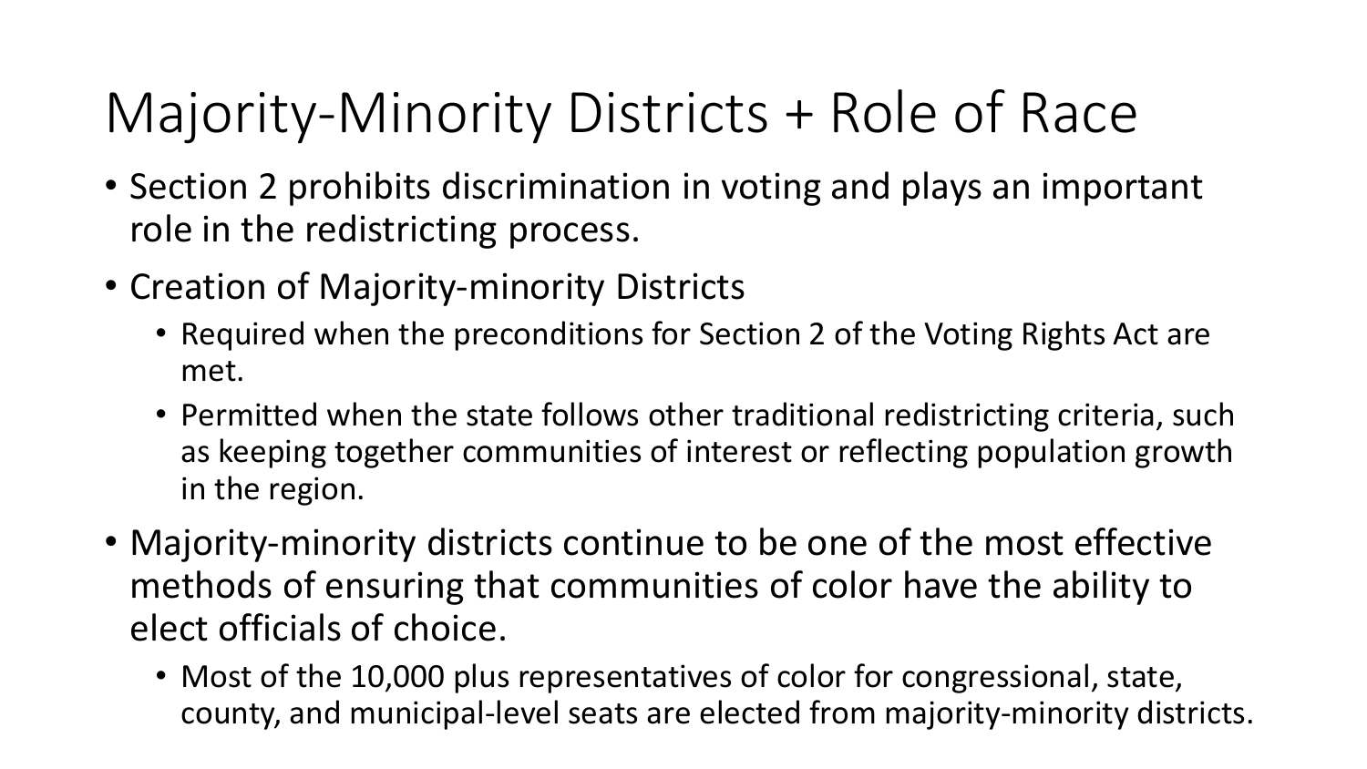# Majority-Minority Districts + Role of Race

- Section 2 prohibits discrimination in voting and plays an important role in the redistricting process.
- Creation of Majority-minority Districts
  - Required when the preconditions for Section 2 of the Voting Rights Act are met.
  - Permitted when the state follows other traditional redistricting criteria, such as keeping together communities of interest or reflecting population growth in the region.
- Majority-minority districts continue to be one of the most effective methods of ensuring that communities of color have the ability to elect officials of choice.
  - Most of the 10,000 plus representatives of color for congressional, state, county, and municipal-level seats are elected from majority-minority districts.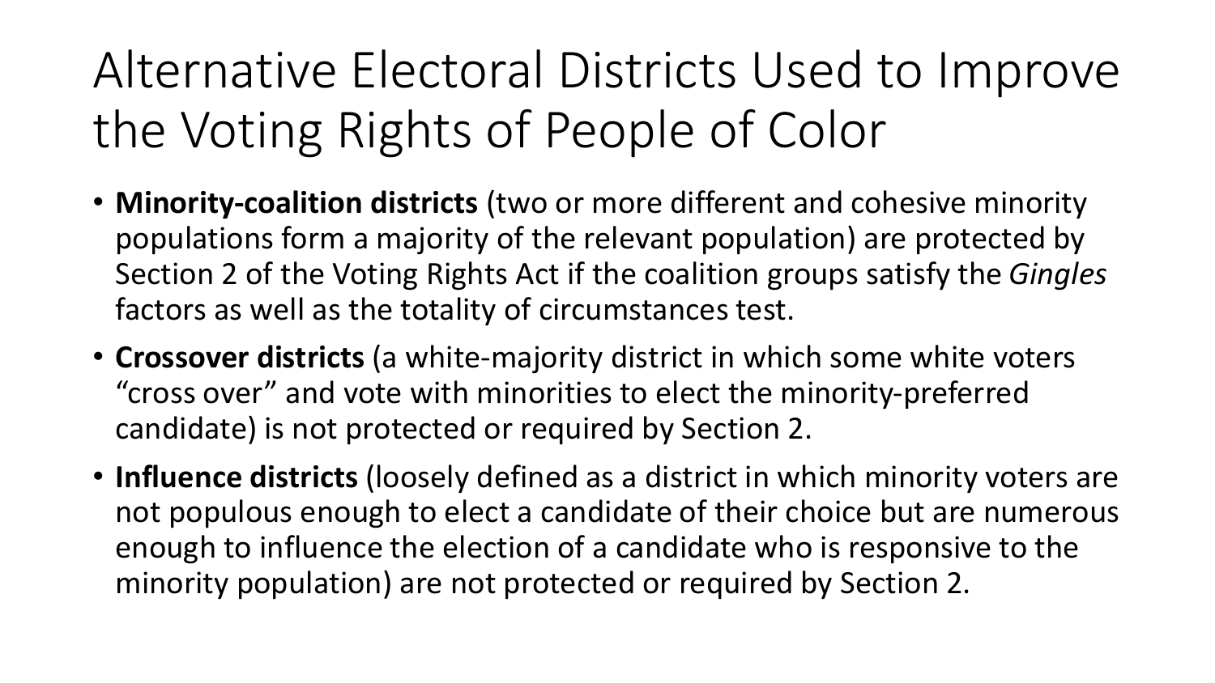# Alternative Electoral Districts Used to Improve the Voting Rights of People of Color

- **Minority-coalition districts** (two or more different and cohesive minority populations form a majority of the relevant population) are protected by Section 2 of the Voting Rights Act if the coalition groups satisfy the *Gingles* factors as well as the totality of circumstances test.
- **Crossover districts** (a white-majority district in which some white voters "cross over" and vote with minorities to elect the minority-preferred candidate) is not protected or required by Section 2.
- **Influence districts** (loosely defined as a district in which minority voters are not populous enough to elect a candidate of their choice but are numerous enough to influence the election of a candidate who is responsive to the minority population) are not protected or required by Section 2.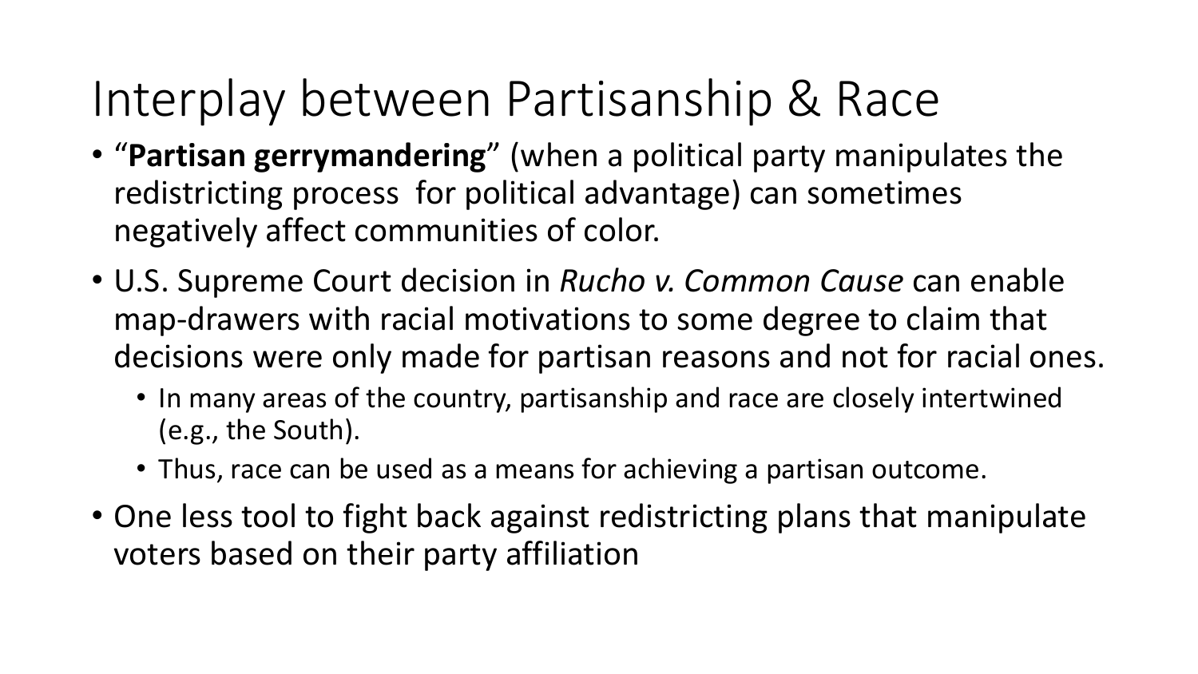# Interplay between Partisanship & Race

- "**Partisan gerrymandering**" (when a political party manipulates the redistricting process for political advantage) can sometimes negatively affect communities of color.
- U.S. Supreme Court decision in *Rucho v. Common Cause* can enable map-drawers with racial motivations to some degree to claim that decisions were only made for partisan reasons and not for racial ones.
  - In many areas of the country, partisanship and race are closely intertwined (e.g., the South).
  - Thus, race can be used as a means for achieving a partisan outcome.
- One less tool to fight back against redistricting plans that manipulate voters based on their party affiliation